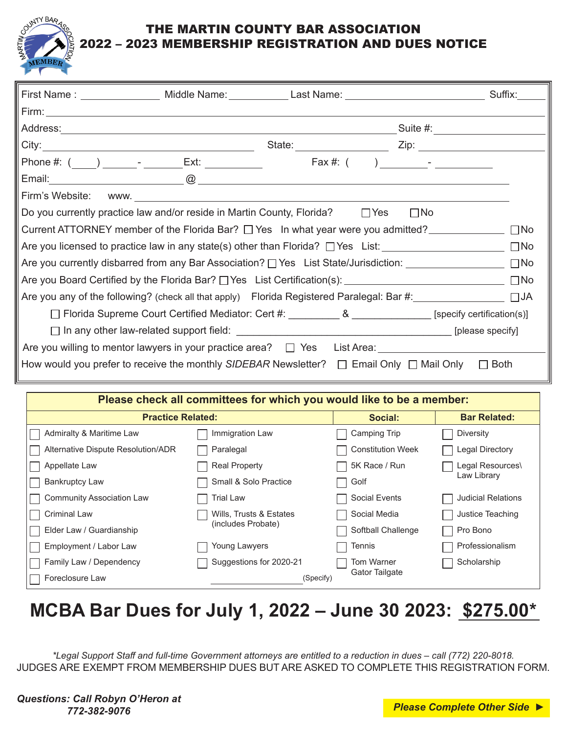# THE MARTIN COUNTY BAR ASSOCIATION
## 2022 – 2023 MEMBERSHIP REGISTRATION AND DUES NOTICE

First Name : _____________ Middle Name: __________ Last Name: ______________________ Suffix: _____

Firm: ______________________________________________________________________

Address: ___________________________________________________ Suite #: ____________

City: _______________________________ State: ____________ Zip: ______________

Phone #: (____) ______-______ Ext: _________ Fax #: (____) ________-_________

Email: ____________________@ ______________________________________________

Firm's Website: www. ______________________________________________________

Do you currently practice law and/or reside in Martin County, Florida? ☐ Yes ☐ No

Current ATTORNEY member of the Florida Bar? ☐ Yes In what year were you admitted? ____________ ☐ No

Are you licensed to practice law in any state(s) other than Florida? ☐ Yes List: __________________ ☐ No

Are you currently disbarred from any Bar Association? ☐ Yes List State/Jurisdiction: ______________ ☐ No

Are you Board Certified by the Florida Bar? ☐ Yes List Certification(s): _______________________ ☐ No

Are you any of the following? (check all that apply) Florida Registered Paralegal: Bar #: ______________ ☐ JA

☐ Florida Supreme Court Certified Mediator: Cert #: ________ & ____________ [specify certification(s)]

☐ In any other law-related support field: ____________________________________ [please specify]

Are you willing to mentor lawyers in your practice area? ☐ Yes List Area: __________________________

How would you prefer to receive the monthly *SIDEBAR* Newsletter? ☐ Email Only ☐ Mail Only ☐ Both

**Please check all committees for which you would like to be a member:**

| **Practice Related:** | | **Social:** | **Bar Related:** |
|---|---|---|---|
| ☐ Admiralty & Maritime Law | ☐ Immigration Law | ☐ Camping Trip | ☐ Diversity |
| ☐ Alternative Dispute Resolution/ADR | ☐ Paralegal | ☐ Constitution Week | ☐ Legal Directory |
| ☐ Appellate Law | ☐ Real Property | ☐ 5K Race / Run | ☐ Legal Resources\ Law Library |
| ☐ Bankruptcy Law | ☐ Small & Solo Practice | ☐ Golf | |
| ☐ Community Association Law | ☐ Trial Law | ☐ Social Events | ☐ Judicial Relations |
| ☐ Criminal Law | ☐ Wills, Trusts & Estates (includes Probate) | ☐ Social Media | ☐ Justice Teaching |
| ☐ Elder Law / Guardianship | | ☐ Softball Challenge | ☐ Pro Bono |
| ☐ Employment / Labor Law | ☐ Young Lawyers | ☐ Tennis | ☐ Professionalism |
| ☐ Family Law / Dependency | ☐ Suggestions for 2020-21 | ☐ Tom Warner Gator Tailgate | ☐ Scholarship |
| ☐ Foreclosure Law | ________________ (Specify) | | |

# MCBA Bar Dues for July 1, 2022 – June 30 2023: $275.00*

*\*Legal Support Staff and full-time Government attorneys are entitled to a reduction in dues – call (772) 220-8018.*

JUDGES ARE EXEMPT FROM MEMBERSHIP DUES BUT ARE ASKED TO COMPLETE THIS REGISTRATION FORM.

***Questions: Call Robyn O'Heron at 772-382-9076***

***Please Complete Other Side ►***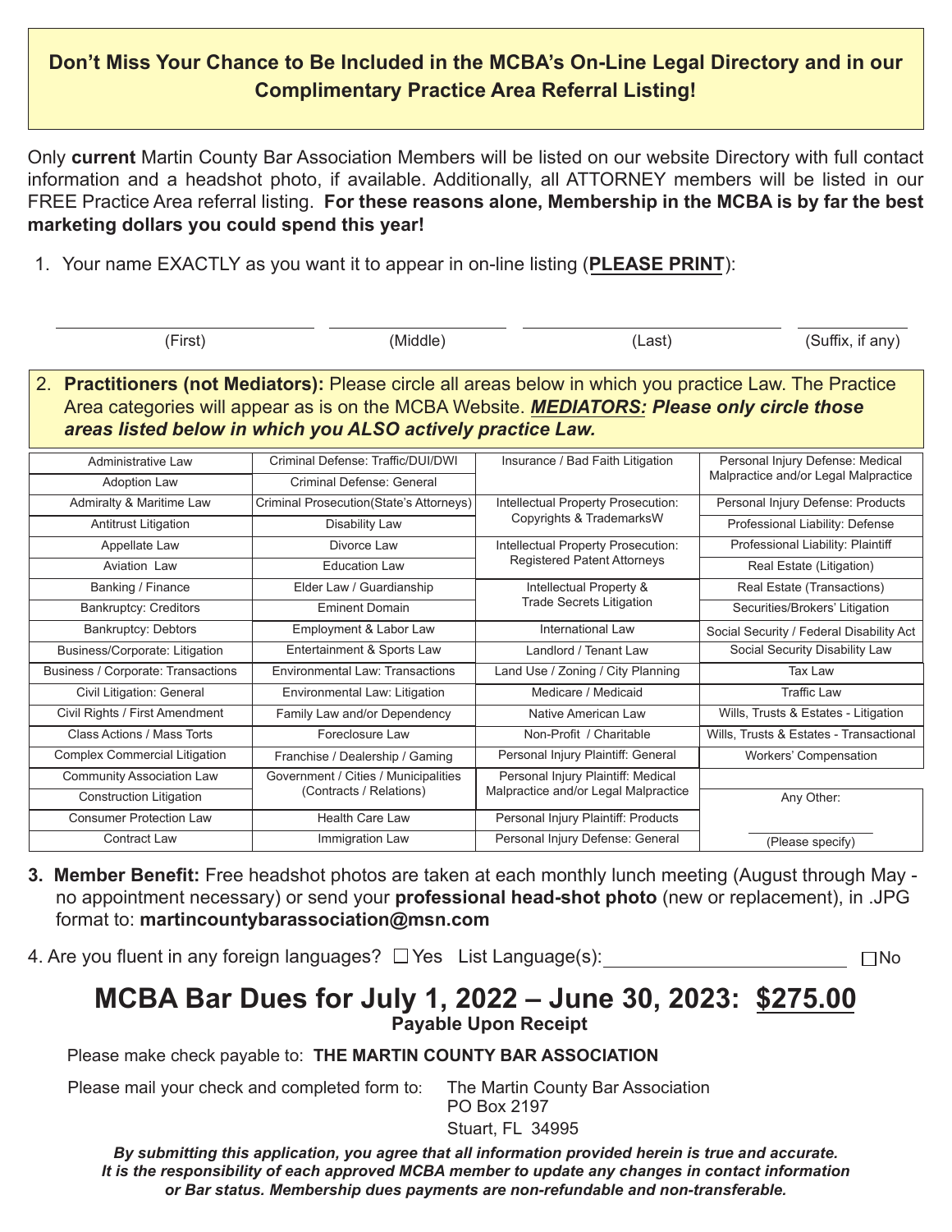**Don't Miss Your Chance to Be Included in the MCBA's On-Line Legal Directory and in our Complimentary Practice Area Referral Listing!**

Only **current** Martin County Bar Association Members will be listed on our website Directory with full contact information and a headshot photo, if available. Additionally, all ATTORNEY members will be listed in our FREE Practice Area referral listing. **For these reasons alone, Membership in the MCBA is by far the best marketing dollars you could spend this year!**

1. Your name EXACTLY as you want it to appear in on-line listing (**PLEASE PRINT**):

_______________ _______________ _______________ _______________

(First) (Middle) (Last) (Suffix, if any)

2. **Practitioners (not Mediators):** Please circle all areas below in which you practice Law. The Practice Area categories will appear as is on the MCBA Website. ***MEDIATORS: Please only circle those areas listed below in which you ALSO actively practice Law.***

| | | | |
|---|---|---|---|
| Administrative Law | Criminal Defense: Traffic/DUI/DWI | Insurance / Bad Faith Litigation | Personal Injury Defense: Medical Malpractice and/or Legal Malpractice |
| Adoption Law | Criminal Defense: General | | |
| Admiralty & Maritime Law | Criminal Prosecution(State's Attorneys) | Intellectual Property Prosecution: Copyrights & TrademarksW | Personal Injury Defense: Products |
| Antitrust Litigation | Disability Law | | Professional Liability: Defense |
| Appellate Law | Divorce Law | Intellectual Property Prosecution: Registered Patent Attorneys | Professional Liability: Plaintiff |
| Aviation Law | Education Law | | Real Estate (Litigation) |
| Banking / Finance | Elder Law / Guardianship | Intellectual Property & Trade Secrets Litigation | Real Estate (Transactions) |
| Bankruptcy: Creditors | Eminent Domain | | Securities/Brokers' Litigation |
| Bankruptcy: Debtors | Employment & Labor Law | International Law | Social Security / Federal Disability Act |
| Business/Corporate: Litigation | Entertainment & Sports Law | Landlord / Tenant Law | Social Security Disability Law |
| Business / Corporate: Transactions | Environmental Law: Transactions | Land Use / Zoning / City Planning | Tax Law |
| Civil Litigation: General | Environmental Law: Litigation | Medicare / Medicaid | Traffic Law |
| Civil Rights / First Amendment | Family Law and/or Dependency | Native American Law | Wills, Trusts & Estates - Litigation |
| Class Actions / Mass Torts | Foreclosure Law | Non-Profit / Charitable | Wills, Trusts & Estates - Transactional |
| Complex Commercial Litigation | Franchise / Dealership / Gaming | Personal Injury Plaintiff: General | Workers' Compensation |
| Community Association Law | Government / Cities / Municipalities (Contracts / Relations) | Personal Injury Plaintiff: Medical Malpractice and/or Legal Malpractice | |
| Construction Litigation | | | Any Other: |
| Consumer Protection Law | Health Care Law | Personal Injury Plaintiff: Products | _______________ |
| Contract Law | Immigration Law | Personal Injury Defense: General | (Please specify) |

3. **Member Benefit:** Free headshot photos are taken at each monthly lunch meeting (August through May - no appointment necessary) or send your **professional head-shot photo** (new or replacement), in .JPG format to: **martincountybarassociation@msn.com**

4. Are you fluent in any foreign languages? ☐ Yes List Language(s): _______________ ☐ No

## MCBA Bar Dues for July 1, 2022 – June 30, 2023: $275.00

**Payable Upon Receipt**

Please make check payable to: **THE MARTIN COUNTY BAR ASSOCIATION**

Please mail your check and completed form to: The Martin County Bar Association
PO Box 2197
Stuart, FL 34995

***By submitting this application, you agree that all information provided herein is true and accurate. It is the responsibility of each approved MCBA member to update any changes in contact information or Bar status. Membership dues payments are non-refundable and non-transferable.***